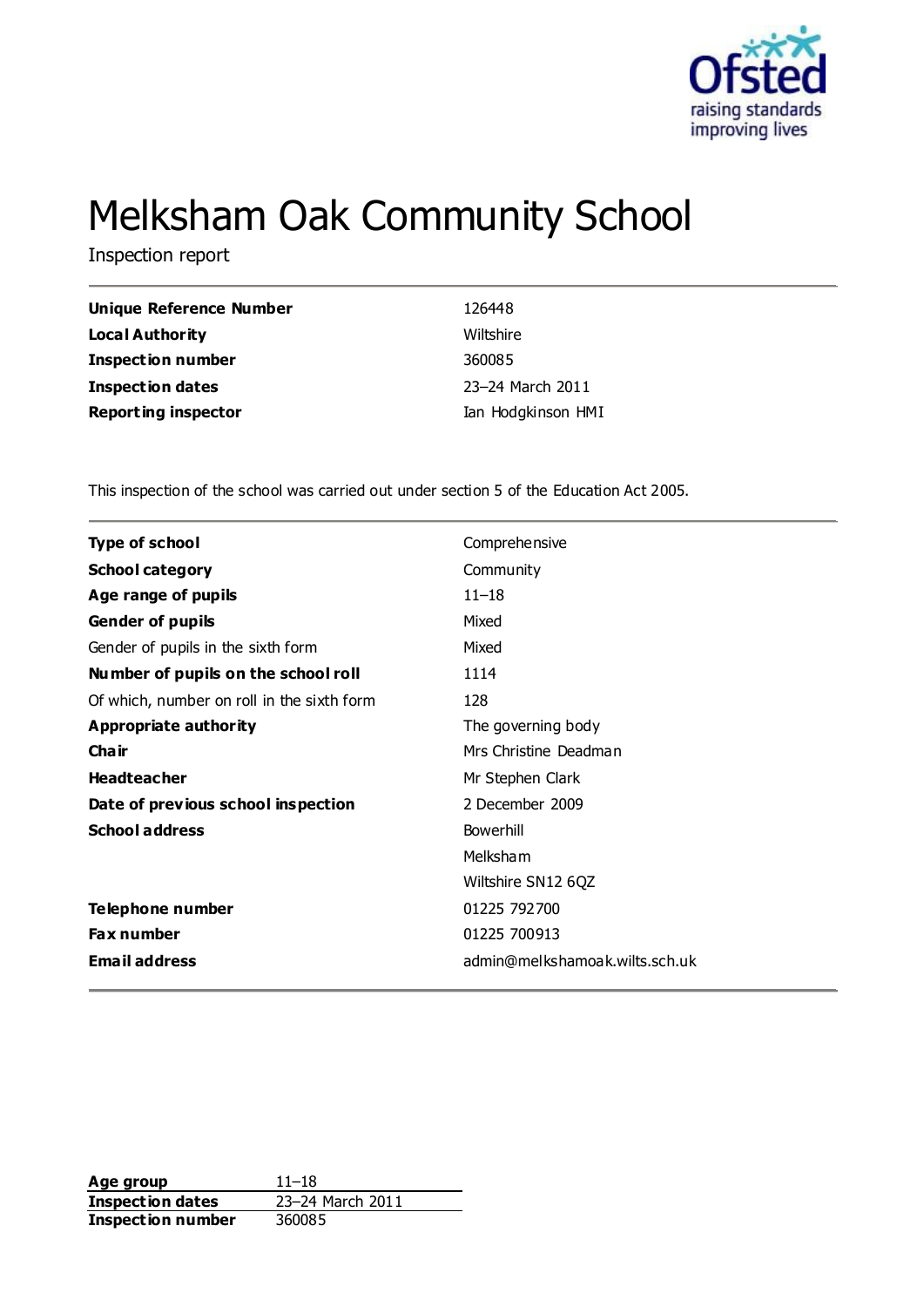# Melksham Oak Community School

Inspection report

| | |
|---|---|
| **Unique Reference Number** | 126448 |
| **Local Authority** | Wiltshire |
| **Inspection number** | 360085 |
| **Inspection dates** | 23–24 March 2011 |
| **Reporting inspector** | Ian Hodgkinson HMI |

This inspection of the school was carried out under section 5 of the Education Act 2005.

| | |
|---|---|
| **Type of school** | Comprehensive |
| **School category** | Community |
| **Age range of pupils** | 11–18 |
| **Gender of pupils** | Mixed |
| Gender of pupils in the sixth form | Mixed |
| **Number of pupils on the school roll** | 1114 |
| Of which, number on roll in the sixth form | 128 |
| **Appropriate authority** | The governing body |
| **Chair** | Mrs Christine Deadman |
| **Headteacher** | Mr Stephen Clark |
| **Date of previous school inspection** | 2 December 2009 |
| **School address** | Bowerhill<br>Melksham<br>Wiltshire SN12 6QZ |
| **Telephone number** | 01225 792700 |
| **Fax number** | 01225 700913 |
| **Email address** | admin@melkshamoak.wilts.sch.uk |

| | |
|---|---|
| **Age group** | 11–18 |
| **Inspection dates** | 23–24 March 2011 |
| **Inspection number** | 360085 |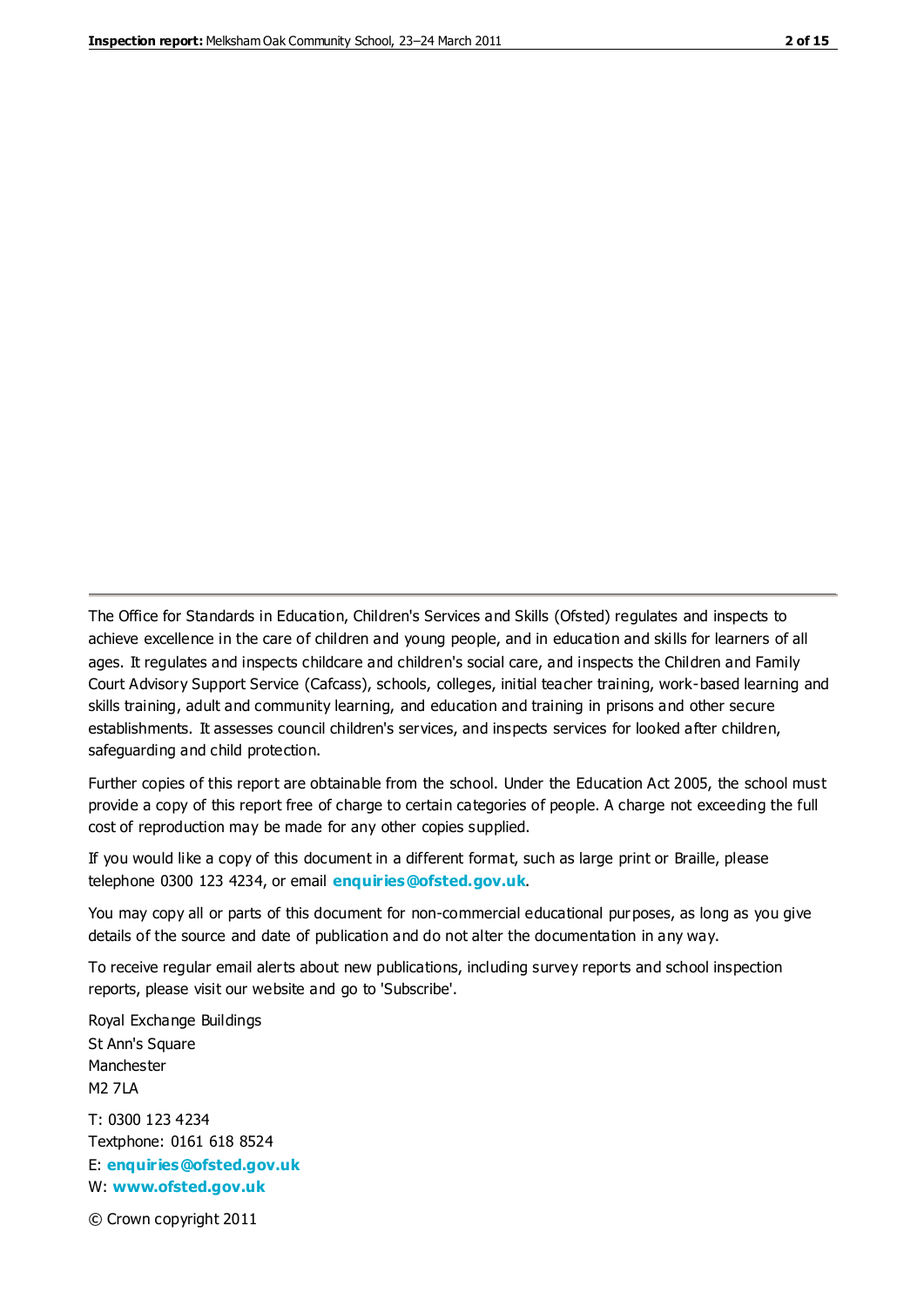The Office for Standards in Education, Children's Services and Skills (Ofsted) regulates and inspects to achieve excellence in the care of children and young people, and in education and skills for learners of all ages. It regulates and inspects childcare and children's social care, and inspects the Children and Family Court Advisory Support Service (Cafcass), schools, colleges, initial teacher training, work-based learning and skills training, adult and community learning, and education and training in prisons and other secure establishments. It assesses council children's services, and inspects services for looked after children, safeguarding and child protection.

Further copies of this report are obtainable from the school. Under the Education Act 2005, the school must provide a copy of this report free of charge to certain categories of people. A charge not exceeding the full cost of reproduction may be made for any other copies supplied.

If you would like a copy of this document in a different format, such as large print or Braille, please telephone 0300 123 4234, or email **enquiries@ofsted.gov.uk**.

You may copy all or parts of this document for non-commercial educational purposes, as long as you give details of the source and date of publication and do not alter the documentation in any way.

To receive regular email alerts about new publications, including survey reports and school inspection reports, please visit our website and go to 'Subscribe'.

Royal Exchange Buildings
St Ann's Square
Manchester
M2 7LA

T: 0300 123 4234
Textphone: 0161 618 8524
E: **enquiries@ofsted.gov.uk**
W: **www.ofsted.gov.uk**

© Crown copyright 2011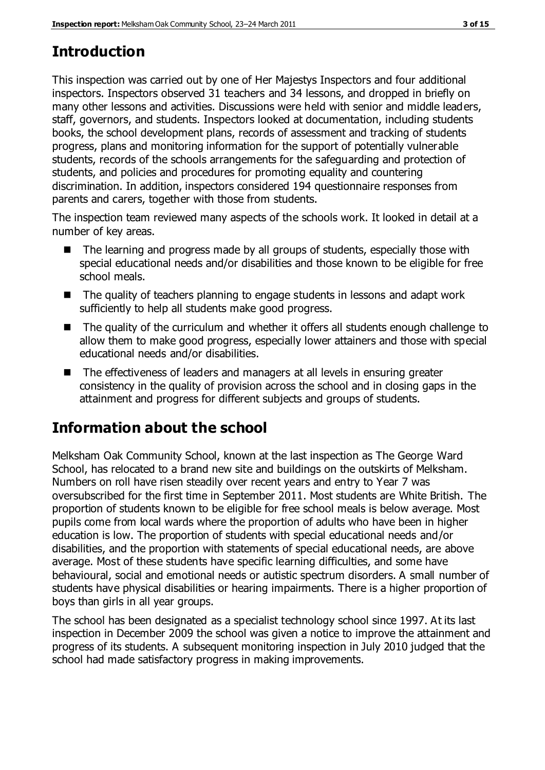## Introduction

This inspection was carried out by one of Her Majestys Inspectors and four additional inspectors. Inspectors observed 31 teachers and 34 lessons, and dropped in briefly on many other lessons and activities. Discussions were held with senior and middle leaders, staff, governors, and students. Inspectors looked at documentation, including students books, the school development plans, records of assessment and tracking of students progress, plans and monitoring information for the support of potentially vulnerable students, records of the schools arrangements for the safeguarding and protection of students, and policies and procedures for promoting equality and countering discrimination. In addition, inspectors considered 194 questionnaire responses from parents and carers, together with those from students.

The inspection team reviewed many aspects of the schools work. It looked in detail at a number of key areas.

- The learning and progress made by all groups of students, especially those with special educational needs and/or disabilities and those known to be eligible for free school meals.
- The quality of teachers planning to engage students in lessons and adapt work sufficiently to help all students make good progress.
- The quality of the curriculum and whether it offers all students enough challenge to allow them to make good progress, especially lower attainers and those with special educational needs and/or disabilities.
- The effectiveness of leaders and managers at all levels in ensuring greater consistency in the quality of provision across the school and in closing gaps in the attainment and progress for different subjects and groups of students.

## Information about the school

Melksham Oak Community School, known at the last inspection as The George Ward School, has relocated to a brand new site and buildings on the outskirts of Melksham. Numbers on roll have risen steadily over recent years and entry to Year 7 was oversubscribed for the first time in September 2011. Most students are White British. The proportion of students known to be eligible for free school meals is below average. Most pupils come from local wards where the proportion of adults who have been in higher education is low. The proportion of students with special educational needs and/or disabilities, and the proportion with statements of special educational needs, are above average. Most of these students have specific learning difficulties, and some have behavioural, social and emotional needs or autistic spectrum disorders. A small number of students have physical disabilities or hearing impairments. There is a higher proportion of boys than girls in all year groups.

The school has been designated as a specialist technology school since 1997. At its last inspection in December 2009 the school was given a notice to improve the attainment and progress of its students. A subsequent monitoring inspection in July 2010 judged that the school had made satisfactory progress in making improvements.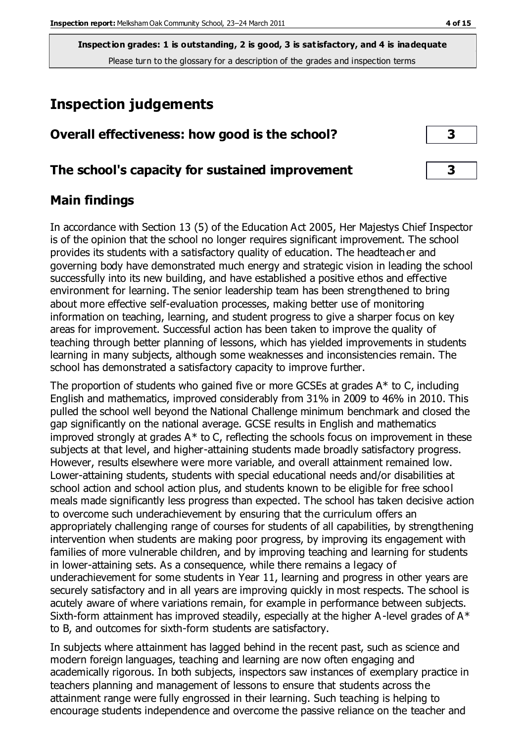**Inspection grades: 1 is outstanding, 2 is good, 3 is satisfactory, and 4 is inadequate**
Please turn to the glossary for a description of the grades and inspection terms

# Inspection judgements

## Overall effectiveness: how good is the school? 3

## The school's capacity for sustained improvement 3

## Main findings

In accordance with Section 13 (5) of the Education Act 2005, Her Majestys Chief Inspector is of the opinion that the school no longer requires significant improvement. The school provides its students with a satisfactory quality of education. The headteacher and governing body have demonstrated much energy and strategic vision in leading the school successfully into its new building, and have established a positive ethos and effective environment for learning. The senior leadership team has been strengthened to bring about more effective self-evaluation processes, making better use of monitoring information on teaching, learning, and student progress to give a sharper focus on key areas for improvement. Successful action has been taken to improve the quality of teaching through better planning of lessons, which has yielded improvements in students learning in many subjects, although some weaknesses and inconsistencies remain. The school has demonstrated a satisfactory capacity to improve further.

The proportion of students who gained five or more GCSEs at grades A* to C, including English and mathematics, improved considerably from 31% in 2009 to 46% in 2010. This pulled the school well beyond the National Challenge minimum benchmark and closed the gap significantly on the national average. GCSE results in English and mathematics improved strongly at grades A* to C, reflecting the schools focus on improvement in these subjects at that level, and higher-attaining students made broadly satisfactory progress. However, results elsewhere were more variable, and overall attainment remained low. Lower-attaining students, students with special educational needs and/or disabilities at school action and school action plus, and students known to be eligible for free school meals made significantly less progress than expected. The school has taken decisive action to overcome such underachievement by ensuring that the curriculum offers an appropriately challenging range of courses for students of all capabilities, by strengthening intervention when students are making poor progress, by improving its engagement with families of more vulnerable children, and by improving teaching and learning for students in lower-attaining sets. As a consequence, while there remains a legacy of underachievement for some students in Year 11, learning and progress in other years are securely satisfactory and in all years are improving quickly in most respects. The school is acutely aware of where variations remain, for example in performance between subjects. Sixth-form attainment has improved steadily, especially at the higher A-level grades of A* to B, and outcomes for sixth-form students are satisfactory.

In subjects where attainment has lagged behind in the recent past, such as science and modern foreign languages, teaching and learning are now often engaging and academically rigorous. In both subjects, inspectors saw instances of exemplary practice in teachers planning and management of lessons to ensure that students across the attainment range were fully engrossed in their learning. Such teaching is helping to encourage students independence and overcome the passive reliance on the teacher and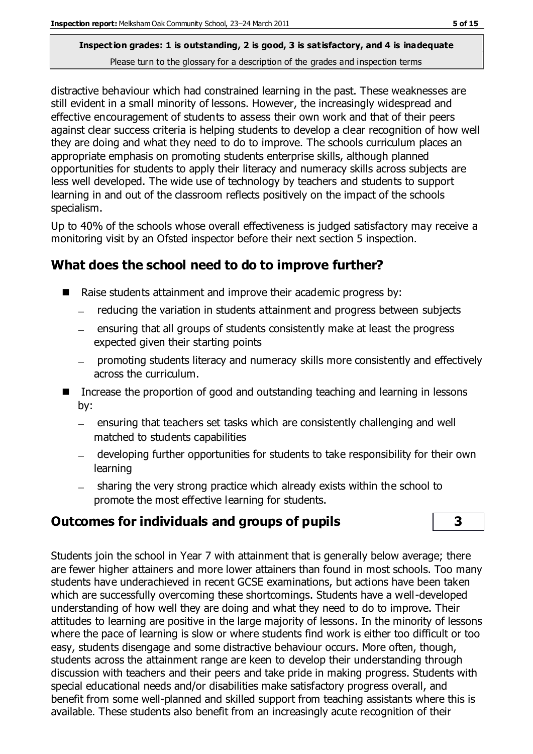distractive behaviour which had constrained learning in the past. These weaknesses are still evident in a small minority of lessons. However, the increasingly widespread and effective encouragement of students to assess their own work and that of their peers against clear success criteria is helping students to develop a clear recognition of how well they are doing and what they need to do to improve. The schools curriculum places an appropriate emphasis on promoting students enterprise skills, although planned opportunities for students to apply their literacy and numeracy skills across subjects are less well developed. The wide use of technology by teachers and students to support learning in and out of the classroom reflects positively on the impact of the schools specialism.

Up to 40% of the schools whose overall effectiveness is judged satisfactory may receive a monitoring visit by an Ofsted inspector before their next section 5 inspection.

## What does the school need to do to improve further?

- Raise students attainment and improve their academic progress by:
  - reducing the variation in students attainment and progress between subjects
  - ensuring that all groups of students consistently make at least the progress expected given their starting points
  - promoting students literacy and numeracy skills more consistently and effectively across the curriculum.
- Increase the proportion of good and outstanding teaching and learning in lessons by:
  - ensuring that teachers set tasks which are consistently challenging and well matched to students capabilities
  - developing further opportunities for students to take responsibility for their own learning
  - sharing the very strong practice which already exists within the school to promote the most effective learning for students.

## Outcomes for individuals and groups of pupils — 3

Students join the school in Year 7 with attainment that is generally below average; there are fewer higher attainers and more lower attainers than found in most schools. Too many students have underachieved in recent GCSE examinations, but actions have been taken which are successfully overcoming these shortcomings. Students have a well-developed understanding of how well they are doing and what they need to do to improve. Their attitudes to learning are positive in the large majority of lessons. In the minority of lessons where the pace of learning is slow or where students find work is either too difficult or too easy, students disengage and some distractive behaviour occurs. More often, though, students across the attainment range are keen to develop their understanding through discussion with teachers and their peers and take pride in making progress. Students with special educational needs and/or disabilities make satisfactory progress overall, and benefit from some well-planned and skilled support from teaching assistants where this is available. These students also benefit from an increasingly acute recognition of their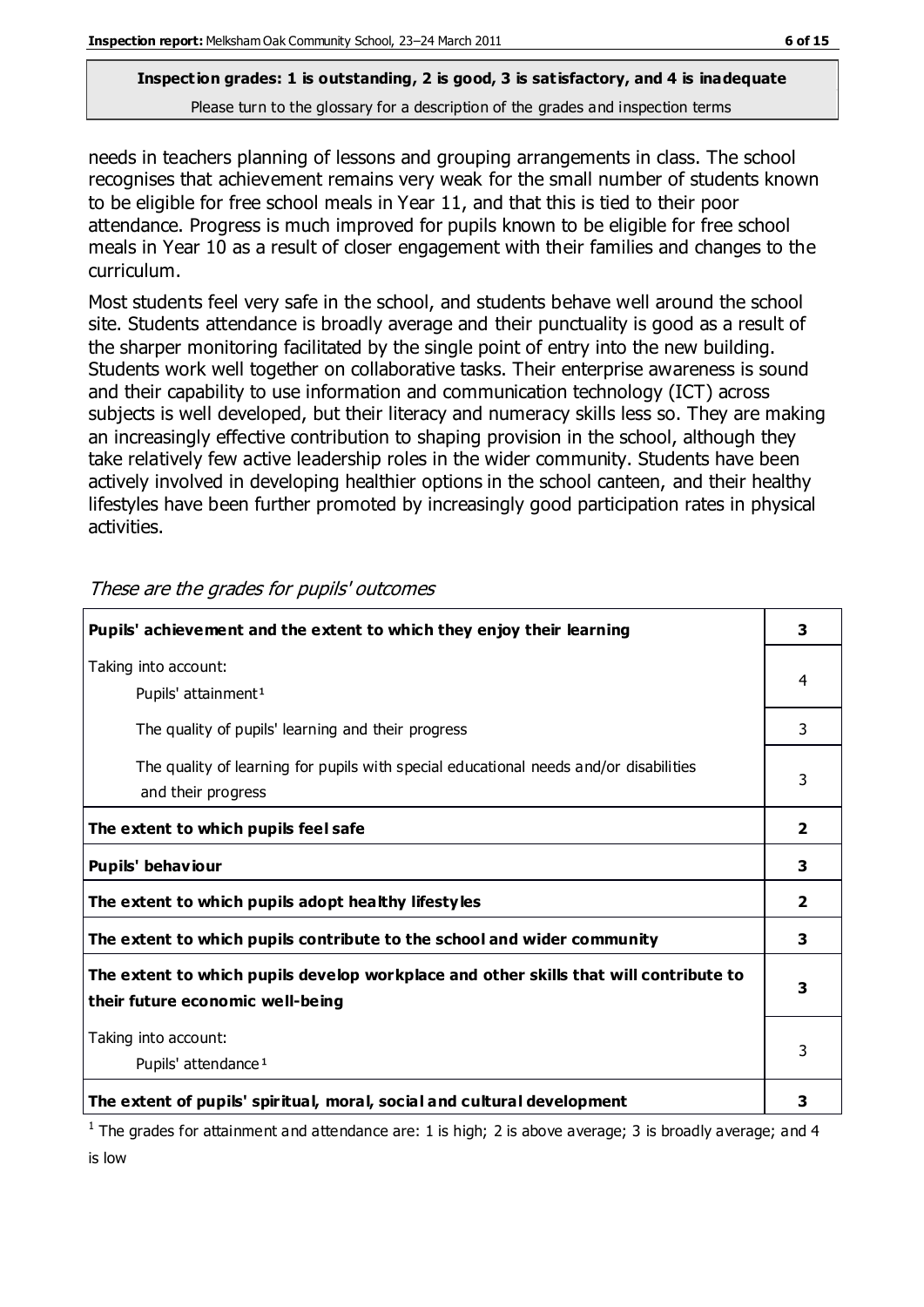**Inspection grades: 1 is outstanding, 2 is good, 3 is satisfactory, and 4 is inadequate**
Please turn to the glossary for a description of the grades and inspection terms

needs in teachers planning of lessons and grouping arrangements in class. The school recognises that achievement remains very weak for the small number of students known to be eligible for free school meals in Year 11, and that this is tied to their poor attendance. Progress is much improved for pupils known to be eligible for free school meals in Year 10 as a result of closer engagement with their families and changes to the curriculum.

Most students feel very safe in the school, and students behave well around the school site. Students attendance is broadly average and their punctuality is good as a result of the sharper monitoring facilitated by the single point of entry into the new building. Students work well together on collaborative tasks. Their enterprise awareness is sound and their capability to use information and communication technology (ICT) across subjects is well developed, but their literacy and numeracy skills less so. They are making an increasingly effective contribution to shaping provision in the school, although they take relatively few active leadership roles in the wider community. Students have been actively involved in developing healthier options in the school canteen, and their healthy lifestyles have been further promoted by increasingly good participation rates in physical activities.

*These are the grades for pupils' outcomes*

| | |
|---|---|
| **Pupils' achievement and the extent to which they enjoy their learning** | **3** |
| Taking into account: Pupils' attainment[1] | 4 |
| The quality of pupils' learning and their progress | 3 |
| The quality of learning for pupils with special educational needs and/or disabilities and their progress | 3 |
| **The extent to which pupils feel safe** | **2** |
| **Pupils' behaviour** | **3** |
| **The extent to which pupils adopt healthy lifestyles** | **2** |
| **The extent to which pupils contribute to the school and wider community** | **3** |
| **The extent to which pupils develop workplace and other skills that will contribute to their future economic well-being** | **3** |
| Taking into account: Pupils' attendance[1] | 3 |
| **The extent of pupils' spiritual, moral, social and cultural development** | **3** |

[1] The grades for attainment and attendance are: 1 is high; 2 is above average; 3 is broadly average; and 4 is low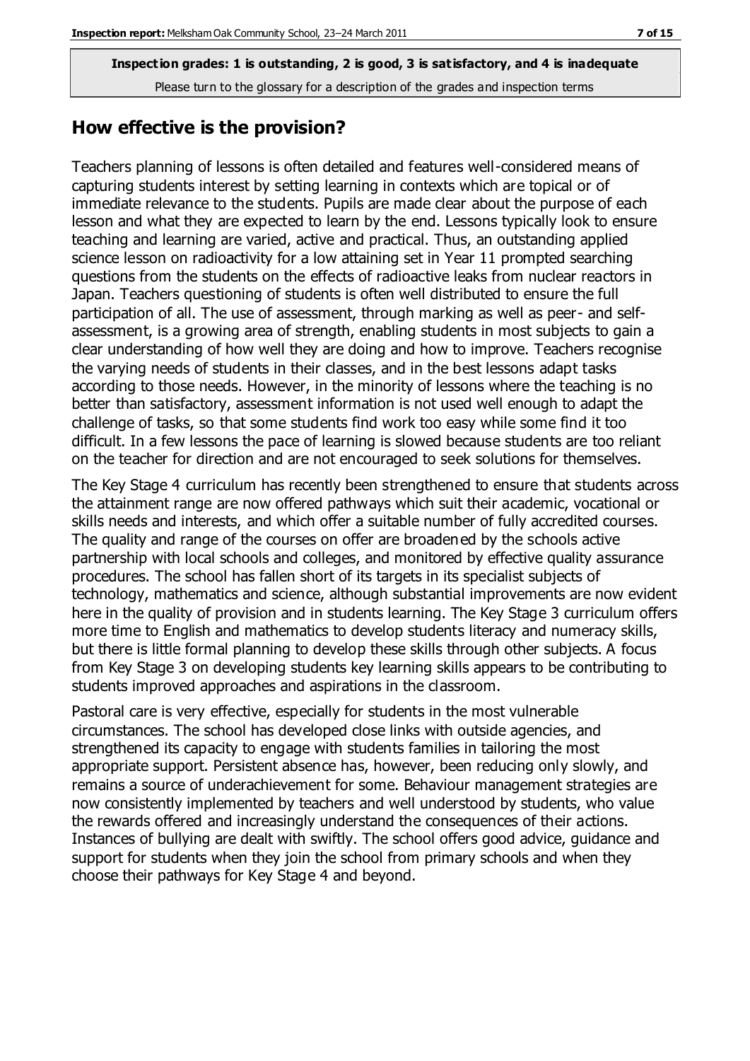Inspection grades: 1 is outstanding, 2 is good, 3 is satisfactory, and 4 is inadequate

Please turn to the glossary for a description of the grades and inspection terms

## How effective is the provision?

Teachers planning of lessons is often detailed and features well-considered means of capturing students interest by setting learning in contexts which are topical or of immediate relevance to the students. Pupils are made clear about the purpose of each lesson and what they are expected to learn by the end. Lessons typically look to ensure teaching and learning are varied, active and practical. Thus, an outstanding applied science lesson on radioactivity for a low attaining set in Year 11 prompted searching questions from the students on the effects of radioactive leaks from nuclear reactors in Japan. Teachers questioning of students is often well distributed to ensure the full participation of all. The use of assessment, through marking as well as peer- and self-assessment, is a growing area of strength, enabling students in most subjects to gain a clear understanding of how well they are doing and how to improve. Teachers recognise the varying needs of students in their classes, and in the best lessons adapt tasks according to those needs. However, in the minority of lessons where the teaching is no better than satisfactory, assessment information is not used well enough to adapt the challenge of tasks, so that some students find work too easy while some find it too difficult. In a few lessons the pace of learning is slowed because students are too reliant on the teacher for direction and are not encouraged to seek solutions for themselves.

The Key Stage 4 curriculum has recently been strengthened to ensure that students across the attainment range are now offered pathways which suit their academic, vocational or skills needs and interests, and which offer a suitable number of fully accredited courses. The quality and range of the courses on offer are broadened by the schools active partnership with local schools and colleges, and monitored by effective quality assurance procedures. The school has fallen short of its targets in its specialist subjects of technology, mathematics and science, although substantial improvements are now evident here in the quality of provision and in students learning. The Key Stage 3 curriculum offers more time to English and mathematics to develop students literacy and numeracy skills, but there is little formal planning to develop these skills through other subjects. A focus from Key Stage 3 on developing students key learning skills appears to be contributing to students improved approaches and aspirations in the classroom.

Pastoral care is very effective, especially for students in the most vulnerable circumstances. The school has developed close links with outside agencies, and strengthened its capacity to engage with students families in tailoring the most appropriate support. Persistent absence has, however, been reducing only slowly, and remains a source of underachievement for some. Behaviour management strategies are now consistently implemented by teachers and well understood by students, who value the rewards offered and increasingly understand the consequences of their actions. Instances of bullying are dealt with swiftly. The school offers good advice, guidance and support for students when they join the school from primary schools and when they choose their pathways for Key Stage 4 and beyond.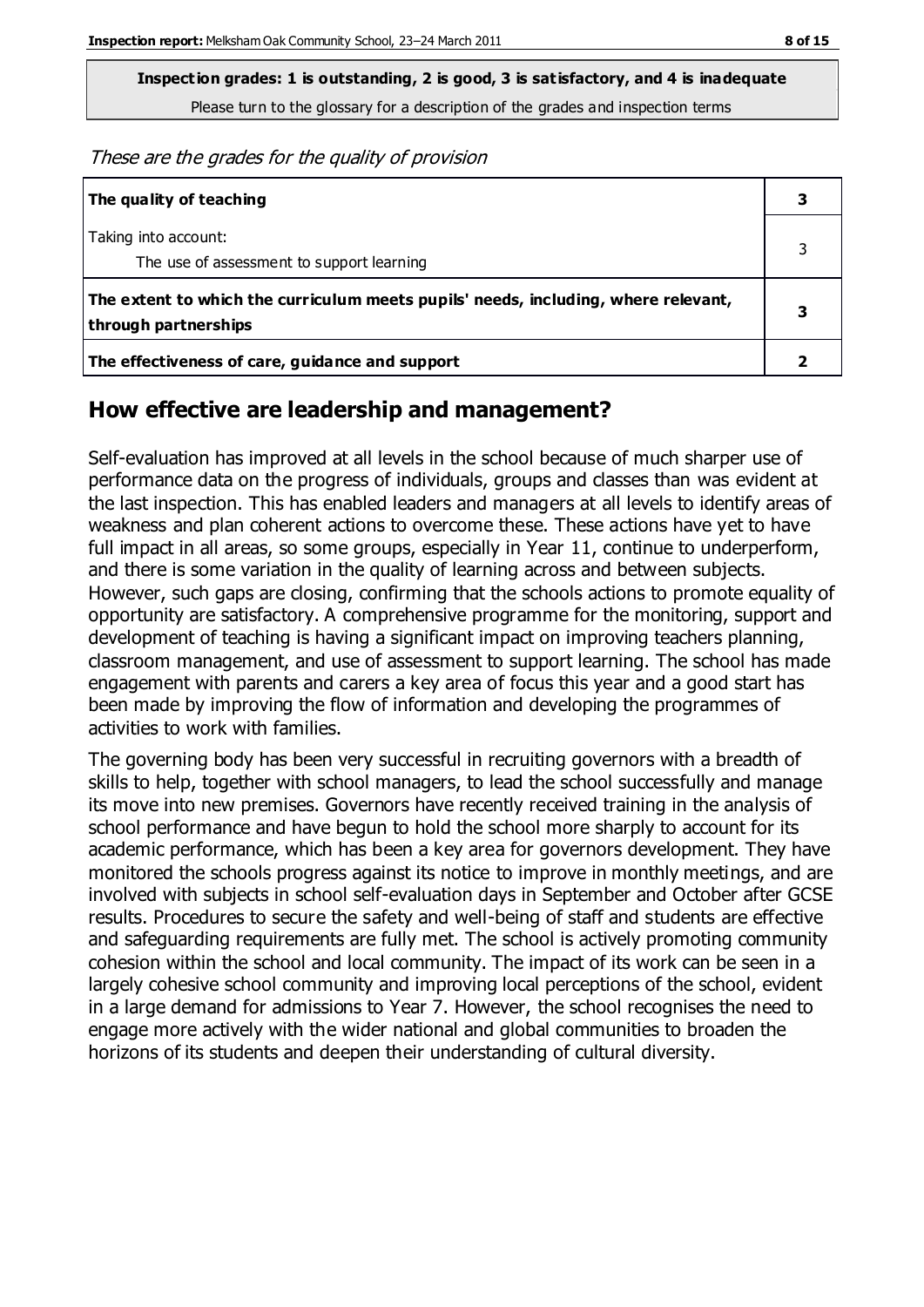**Inspection grades: 1 is outstanding, 2 is good, 3 is satisfactory, and 4 is inadequate**
Please turn to the glossary for a description of the grades and inspection terms

*These are the grades for the quality of provision*

| | |
|---|---|
| **The quality of teaching** | **3** |
| Taking into account:<br>The use of assessment to support learning | 3 |
| **The extent to which the curriculum meets pupils' needs, including, where relevant, through partnerships** | **3** |
| **The effectiveness of care, guidance and support** | **2** |

## How effective are leadership and management?

Self-evaluation has improved at all levels in the school because of much sharper use of performance data on the progress of individuals, groups and classes than was evident at the last inspection. This has enabled leaders and managers at all levels to identify areas of weakness and plan coherent actions to overcome these. These actions have yet to have full impact in all areas, so some groups, especially in Year 11, continue to underperform, and there is some variation in the quality of learning across and between subjects. However, such gaps are closing, confirming that the schools actions to promote equality of opportunity are satisfactory. A comprehensive programme for the monitoring, support and development of teaching is having a significant impact on improving teachers planning, classroom management, and use of assessment to support learning. The school has made engagement with parents and carers a key area of focus this year and a good start has been made by improving the flow of information and developing the programmes of activities to work with families.

The governing body has been very successful in recruiting governors with a breadth of skills to help, together with school managers, to lead the school successfully and manage its move into new premises. Governors have recently received training in the analysis of school performance and have begun to hold the school more sharply to account for its academic performance, which has been a key area for governors development. They have monitored the schools progress against its notice to improve in monthly meetings, and are involved with subjects in school self-evaluation days in September and October after GCSE results. Procedures to secure the safety and well-being of staff and students are effective and safeguarding requirements are fully met. The school is actively promoting community cohesion within the school and local community. The impact of its work can be seen in a largely cohesive school community and improving local perceptions of the school, evident in a large demand for admissions to Year 7. However, the school recognises the need to engage more actively with the wider national and global communities to broaden the horizons of its students and deepen their understanding of cultural diversity.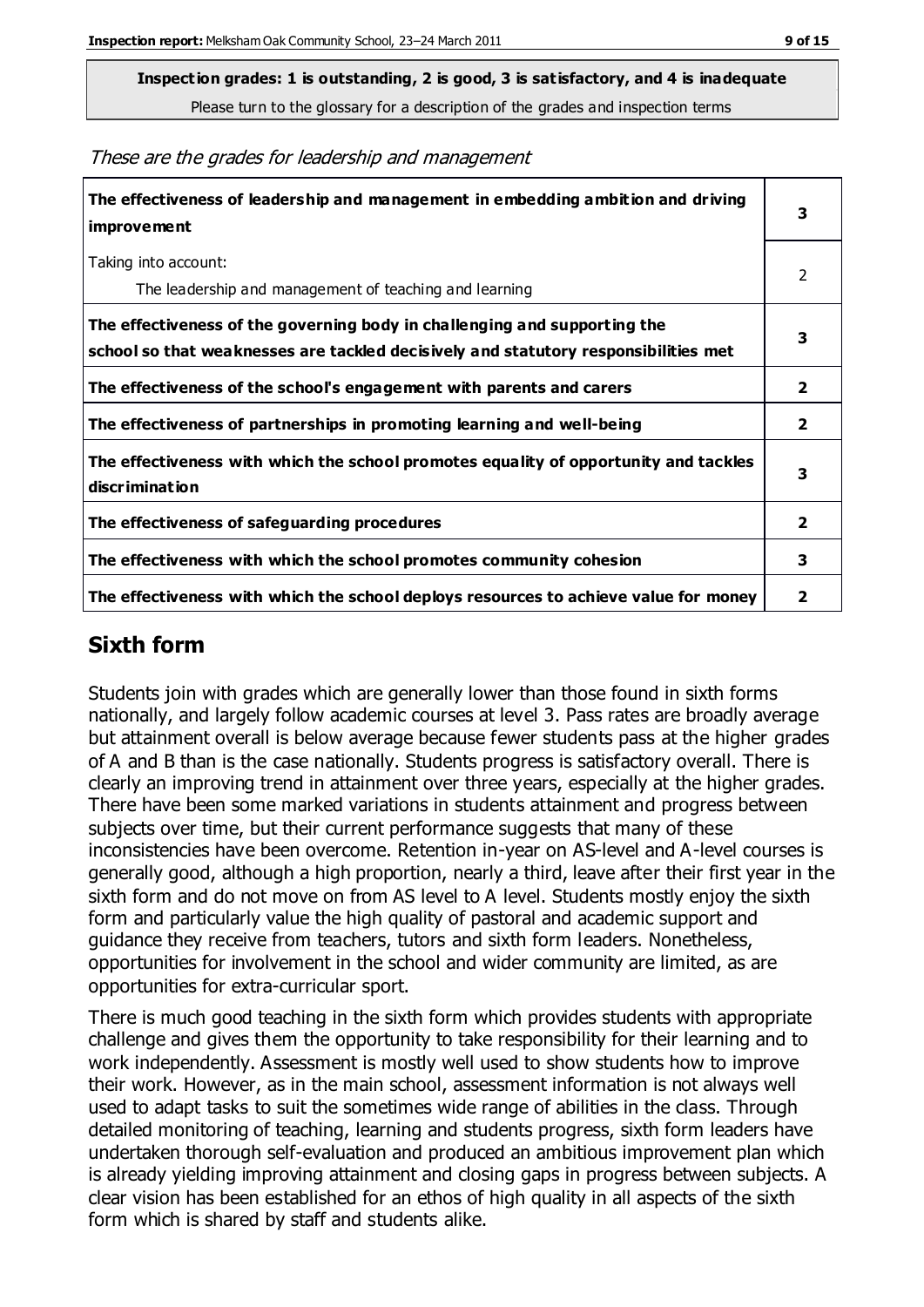**Inspection grades: 1 is outstanding, 2 is good, 3 is satisfactory, and 4 is inadequate**
Please turn to the glossary for a description of the grades and inspection terms

*These are the grades for leadership and management*

| | |
|---|---|
| **The effectiveness of leadership and management in embedding ambition and driving improvement** | **3** |
| Taking into account:<br>The leadership and management of teaching and learning | 2 |
| **The effectiveness of the governing body in challenging and supporting the school so that weaknesses are tackled decisively and statutory responsibilities met** | **3** |
| **The effectiveness of the school's engagement with parents and carers** | **2** |
| **The effectiveness of partnerships in promoting learning and well-being** | **2** |
| **The effectiveness with which the school promotes equality of opportunity and tackles discrimination** | **3** |
| **The effectiveness of safeguarding procedures** | **2** |
| **The effectiveness with which the school promotes community cohesion** | **3** |
| **The effectiveness with which the school deploys resources to achieve value for money** | **2** |

## Sixth form

Students join with grades which are generally lower than those found in sixth forms nationally, and largely follow academic courses at level 3. Pass rates are broadly average but attainment overall is below average because fewer students pass at the higher grades of A and B than is the case nationally. Students progress is satisfactory overall. There is clearly an improving trend in attainment over three years, especially at the higher grades. There have been some marked variations in students attainment and progress between subjects over time, but their current performance suggests that many of these inconsistencies have been overcome. Retention in-year on AS-level and A-level courses is generally good, although a high proportion, nearly a third, leave after their first year in the sixth form and do not move on from AS level to A level. Students mostly enjoy the sixth form and particularly value the high quality of pastoral and academic support and guidance they receive from teachers, tutors and sixth form leaders. Nonetheless, opportunities for involvement in the school and wider community are limited, as are opportunities for extra-curricular sport.

There is much good teaching in the sixth form which provides students with appropriate challenge and gives them the opportunity to take responsibility for their learning and to work independently. Assessment is mostly well used to show students how to improve their work. However, as in the main school, assessment information is not always well used to adapt tasks to suit the sometimes wide range of abilities in the class. Through detailed monitoring of teaching, learning and students progress, sixth form leaders have undertaken thorough self-evaluation and produced an ambitious improvement plan which is already yielding improving attainment and closing gaps in progress between subjects. A clear vision has been established for an ethos of high quality in all aspects of the sixth form which is shared by staff and students alike.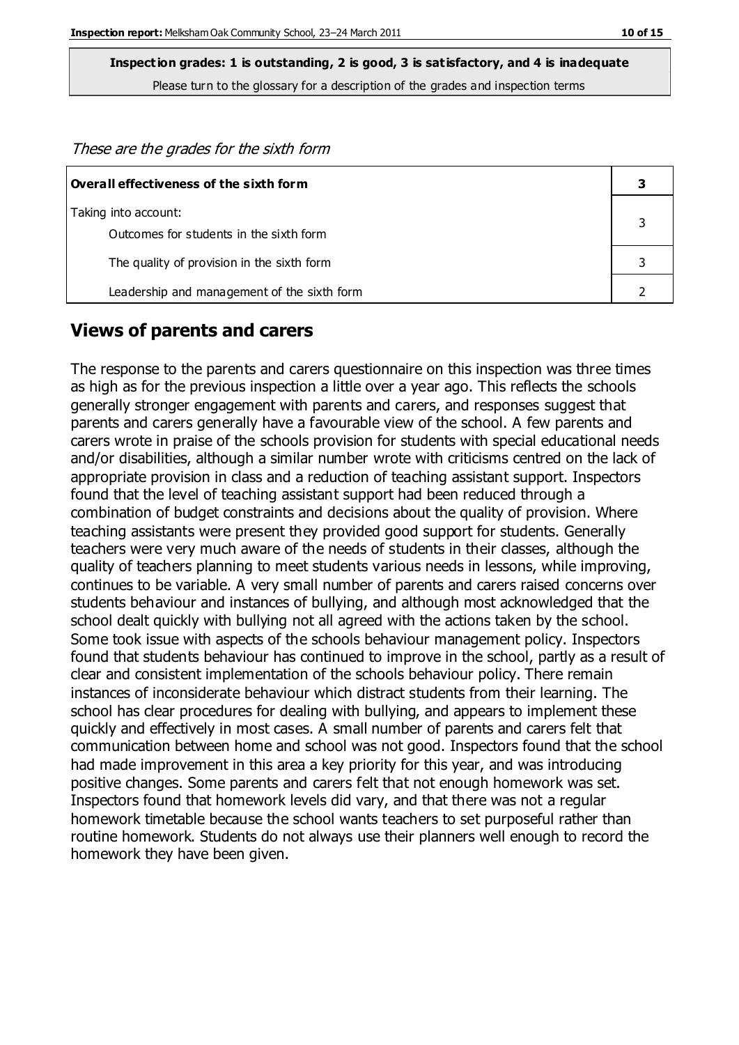**Inspection grades: 1 is outstanding, 2 is good, 3 is satisfactory, and 4 is inadequate**
Please turn to the glossary for a description of the grades and inspection terms

*These are the grades for the sixth form*

| **Overall effectiveness of the sixth form** | **3** |
|---|---|
| Taking into account:<br>Outcomes for students in the sixth form | 3 |
| The quality of provision in the sixth form | 3 |
| Leadership and management of the sixth form | 2 |

## Views of parents and carers

The response to the parents and carers questionnaire on this inspection was three times as high as for the previous inspection a little over a year ago. This reflects the schools generally stronger engagement with parents and carers, and responses suggest that parents and carers generally have a favourable view of the school. A few parents and carers wrote in praise of the schools provision for students with special educational needs and/or disabilities, although a similar number wrote with criticisms centred on the lack of appropriate provision in class and a reduction of teaching assistant support. Inspectors found that the level of teaching assistant support had been reduced through a combination of budget constraints and decisions about the quality of provision. Where teaching assistants were present they provided good support for students. Generally teachers were very much aware of the needs of students in their classes, although the quality of teachers planning to meet students various needs in lessons, while improving, continues to be variable. A very small number of parents and carers raised concerns over students behaviour and instances of bullying, and although most acknowledged that the school dealt quickly with bullying not all agreed with the actions taken by the school. Some took issue with aspects of the schools behaviour management policy. Inspectors found that students behaviour has continued to improve in the school, partly as a result of clear and consistent implementation of the schools behaviour policy. There remain instances of inconsiderate behaviour which distract students from their learning. The school has clear procedures for dealing with bullying, and appears to implement these quickly and effectively in most cases. A small number of parents and carers felt that communication between home and school was not good. Inspectors found that the school had made improvement in this area a key priority for this year, and was introducing positive changes. Some parents and carers felt that not enough homework was set. Inspectors found that homework levels did vary, and that there was not a regular homework timetable because the school wants teachers to set purposeful rather than routine homework. Students do not always use their planners well enough to record the homework they have been given.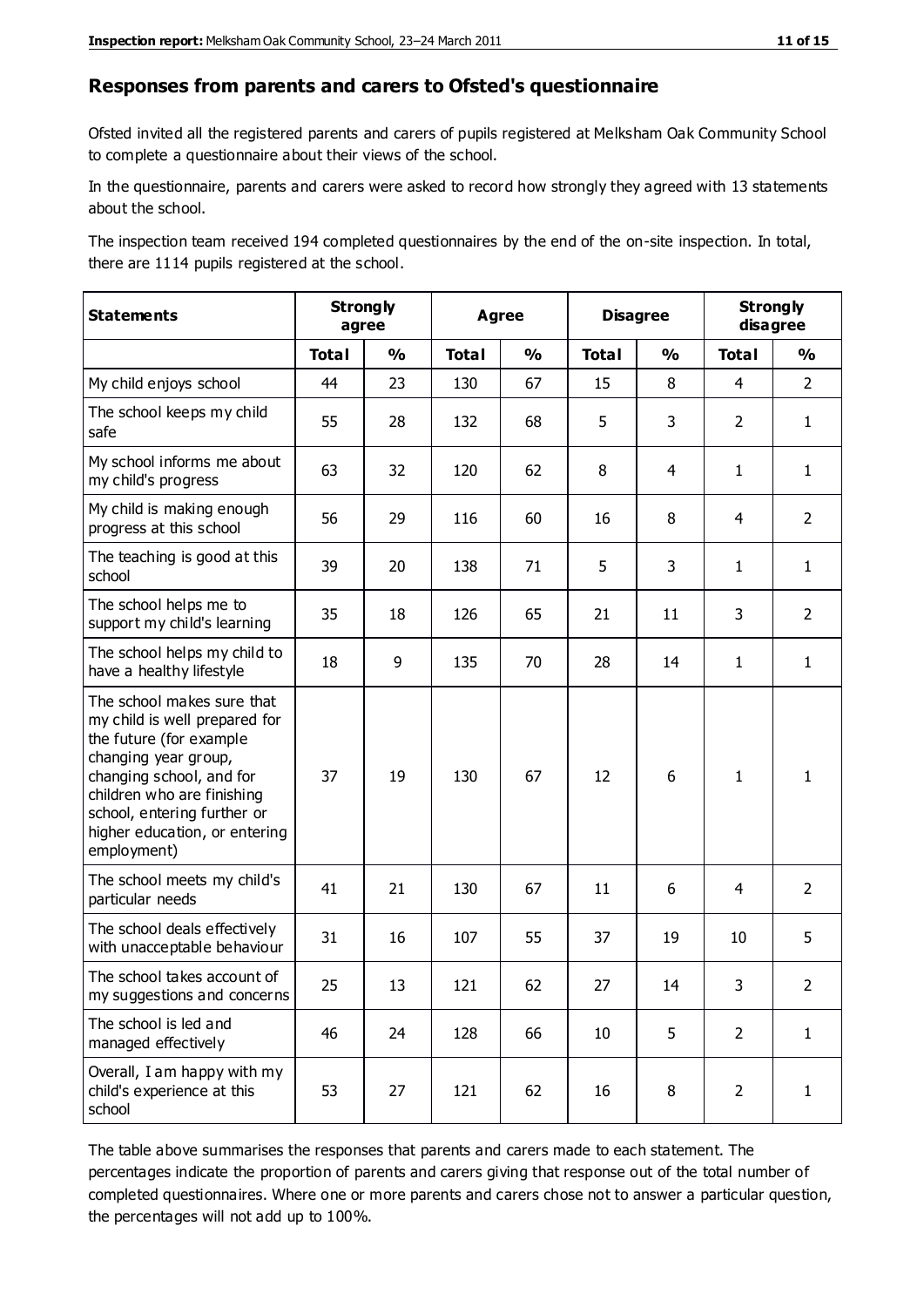## Responses from parents and carers to Ofsted's questionnaire

Ofsted invited all the registered parents and carers of pupils registered at Melksham Oak Community School to complete a questionnaire about their views of the school.

In the questionnaire, parents and carers were asked to record how strongly they agreed with 13 statements about the school.

The inspection team received 194 completed questionnaires by the end of the on-site inspection. In total, there are 1114 pupils registered at the school.

| Statements | Strongly agree | | Agree | | Disagree | | Strongly disagree | |
|---|---|---|---|---|---|---|---|---|
| | **Total** | **%** | **Total** | **%** | **Total** | **%** | **Total** | **%** |
| My child enjoys school | 44 | 23 | 130 | 67 | 15 | 8 | 4 | 2 |
| The school keeps my child safe | 55 | 28 | 132 | 68 | 5 | 3 | 2 | 1 |
| My school informs me about my child's progress | 63 | 32 | 120 | 62 | 8 | 4 | 1 | 1 |
| My child is making enough progress at this school | 56 | 29 | 116 | 60 | 16 | 8 | 4 | 2 |
| The teaching is good at this school | 39 | 20 | 138 | 71 | 5 | 3 | 1 | 1 |
| The school helps me to support my child's learning | 35 | 18 | 126 | 65 | 21 | 11 | 3 | 2 |
| The school helps my child to have a healthy lifestyle | 18 | 9 | 135 | 70 | 28 | 14 | 1 | 1 |
| The school makes sure that my child is well prepared for the future (for example changing year group, changing school, and for children who are finishing school, entering further or higher education, or entering employment) | 37 | 19 | 130 | 67 | 12 | 6 | 1 | 1 |
| The school meets my child's particular needs | 41 | 21 | 130 | 67 | 11 | 6 | 4 | 2 |
| The school deals effectively with unacceptable behaviour | 31 | 16 | 107 | 55 | 37 | 19 | 10 | 5 |
| The school takes account of my suggestions and concerns | 25 | 13 | 121 | 62 | 27 | 14 | 3 | 2 |
| The school is led and managed effectively | 46 | 24 | 128 | 66 | 10 | 5 | 2 | 1 |
| Overall, I am happy with my child's experience at this school | 53 | 27 | 121 | 62 | 16 | 8 | 2 | 1 |

The table above summarises the responses that parents and carers made to each statement. The percentages indicate the proportion of parents and carers giving that response out of the total number of completed questionnaires. Where one or more parents and carers chose not to answer a particular question, the percentages will not add up to 100%.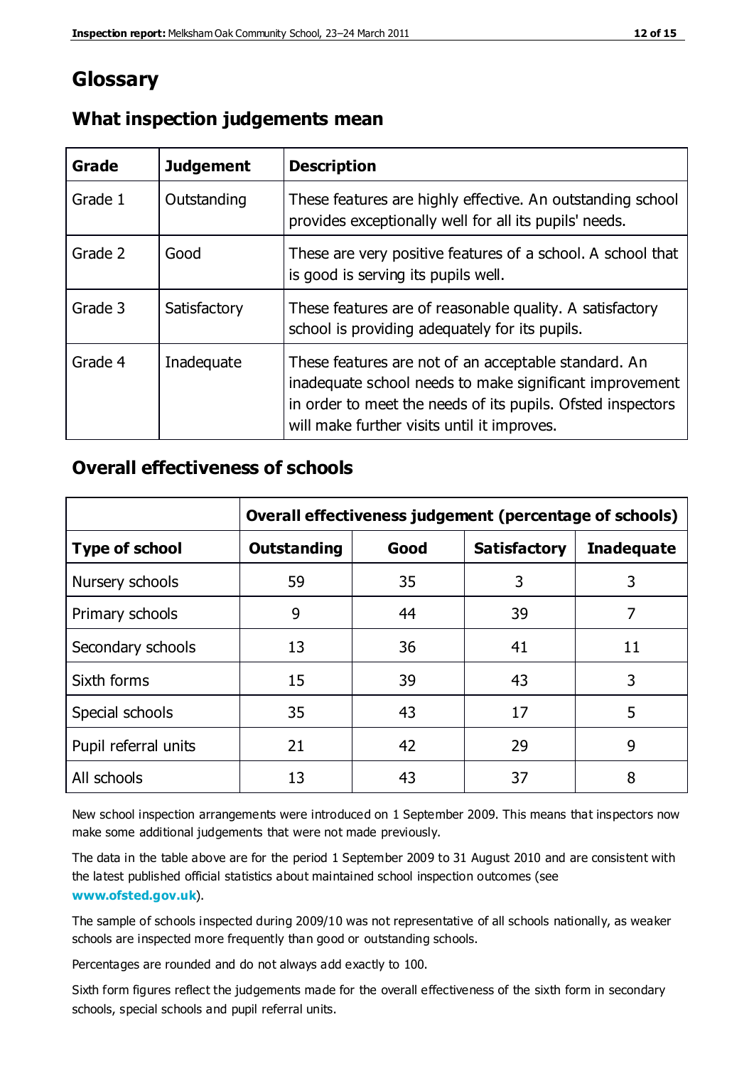# Glossary

## What inspection judgements mean

| Grade | Judgement | Description |
|---|---|---|
| Grade 1 | Outstanding | These features are highly effective. An outstanding school provides exceptionally well for all its pupils' needs. |
| Grade 2 | Good | These are very positive features of a school. A school that is good is serving its pupils well. |
| Grade 3 | Satisfactory | These features are of reasonable quality. A satisfactory school is providing adequately for its pupils. |
| Grade 4 | Inadequate | These features are not of an acceptable standard. An inadequate school needs to make significant improvement in order to meet the needs of its pupils. Ofsted inspectors will make further visits until it improves. |

## Overall effectiveness of schools

| | Overall effectiveness judgement (percentage of schools) | | | |
|---|---|---|---|---|
| **Type of school** | **Outstanding** | **Good** | **Satisfactory** | **Inadequate** |
| Nursery schools | 59 | 35 | 3 | 3 |
| Primary schools | 9 | 44 | 39 | 7 |
| Secondary schools | 13 | 36 | 41 | 11 |
| Sixth forms | 15 | 39 | 43 | 3 |
| Special schools | 35 | 43 | 17 | 5 |
| Pupil referral units | 21 | 42 | 29 | 9 |
| All schools | 13 | 43 | 37 | 8 |

New school inspection arrangements were introduced on 1 September 2009. This means that inspectors now make some additional judgements that were not made previously.

The data in the table above are for the period 1 September 2009 to 31 August 2010 and are consistent with the latest published official statistics about maintained school inspection outcomes (see **www.ofsted.gov.uk**).

The sample of schools inspected during 2009/10 was not representative of all schools nationally, as weaker schools are inspected more frequently than good or outstanding schools.

Percentages are rounded and do not always add exactly to 100.

Sixth form figures reflect the judgements made for the overall effectiveness of the sixth form in secondary schools, special schools and pupil referral units.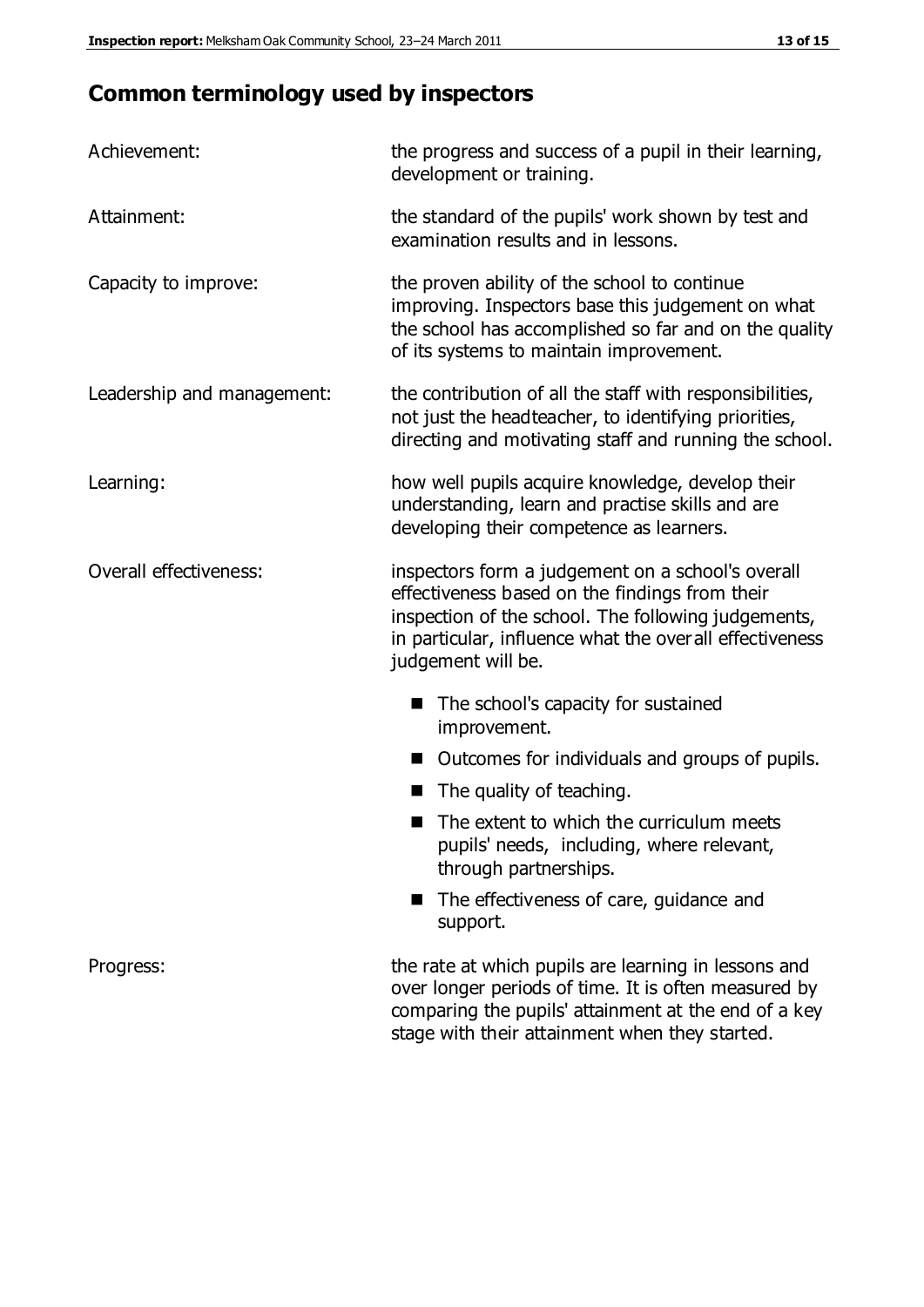## Common terminology used by inspectors

| | |
|---|---|
| Achievement: | the progress and success of a pupil in their learning, development or training. |
| Attainment: | the standard of the pupils' work shown by test and examination results and in lessons. |
| Capacity to improve: | the proven ability of the school to continue improving. Inspectors base this judgement on what the school has accomplished so far and on the quality of its systems to maintain improvement. |
| Leadership and management: | the contribution of all the staff with responsibilities, not just the headteacher, to identifying priorities, directing and motivating staff and running the school. |
| Learning: | how well pupils acquire knowledge, develop their understanding, learn and practise skills and are developing their competence as learners. |
| Overall effectiveness: | inspectors form a judgement on a school's overall effectiveness based on the findings from their inspection of the school. The following judgements, in particular, influence what the overall effectiveness judgement will be.<br>■ The school's capacity for sustained improvement.<br>■ Outcomes for individuals and groups of pupils.<br>■ The quality of teaching.<br>■ The extent to which the curriculum meets pupils' needs, including, where relevant, through partnerships.<br>■ The effectiveness of care, guidance and support. |
| Progress: | the rate at which pupils are learning in lessons and over longer periods of time. It is often measured by comparing the pupils' attainment at the end of a key stage with their attainment when they started. |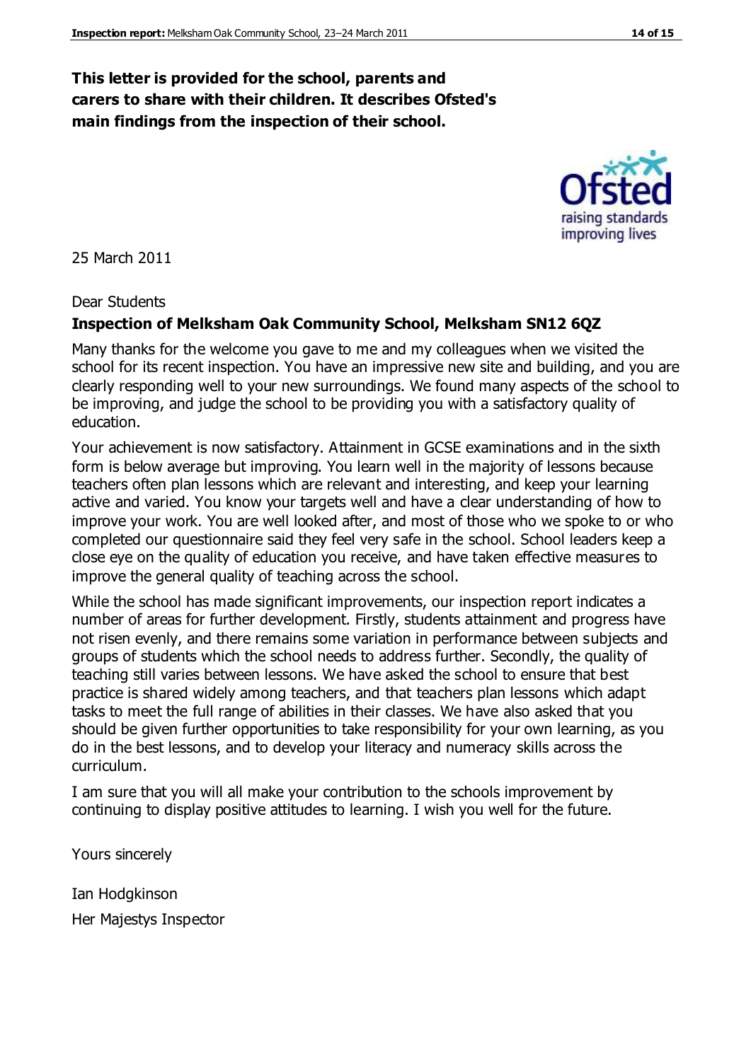**This letter is provided for the school, parents and carers to share with their children. It describes Ofsted's main findings from the inspection of their school.**

25 March 2011

Dear Students

**Inspection of Melksham Oak Community School, Melksham SN12 6QZ**

Many thanks for the welcome you gave to me and my colleagues when we visited the school for its recent inspection. You have an impressive new site and building, and you are clearly responding well to your new surroundings. We found many aspects of the school to be improving, and judge the school to be providing you with a satisfactory quality of education.

Your achievement is now satisfactory. Attainment in GCSE examinations and in the sixth form is below average but improving. You learn well in the majority of lessons because teachers often plan lessons which are relevant and interesting, and keep your learning active and varied. You know your targets well and have a clear understanding of how to improve your work. You are well looked after, and most of those who we spoke to or who completed our questionnaire said they feel very safe in the school. School leaders keep a close eye on the quality of education you receive, and have taken effective measures to improve the general quality of teaching across the school.

While the school has made significant improvements, our inspection report indicates a number of areas for further development. Firstly, students attainment and progress have not risen evenly, and there remains some variation in performance between subjects and groups of students which the school needs to address further. Secondly, the quality of teaching still varies between lessons. We have asked the school to ensure that best practice is shared widely among teachers, and that teachers plan lessons which adapt tasks to meet the full range of abilities in their classes. We have also asked that you should be given further opportunities to take responsibility for your own learning, as you do in the best lessons, and to develop your literacy and numeracy skills across the curriculum.

I am sure that you will all make your contribution to the schools improvement by continuing to display positive attitudes to learning. I wish you well for the future.

Yours sincerely

Ian Hodgkinson
Her Majestys Inspector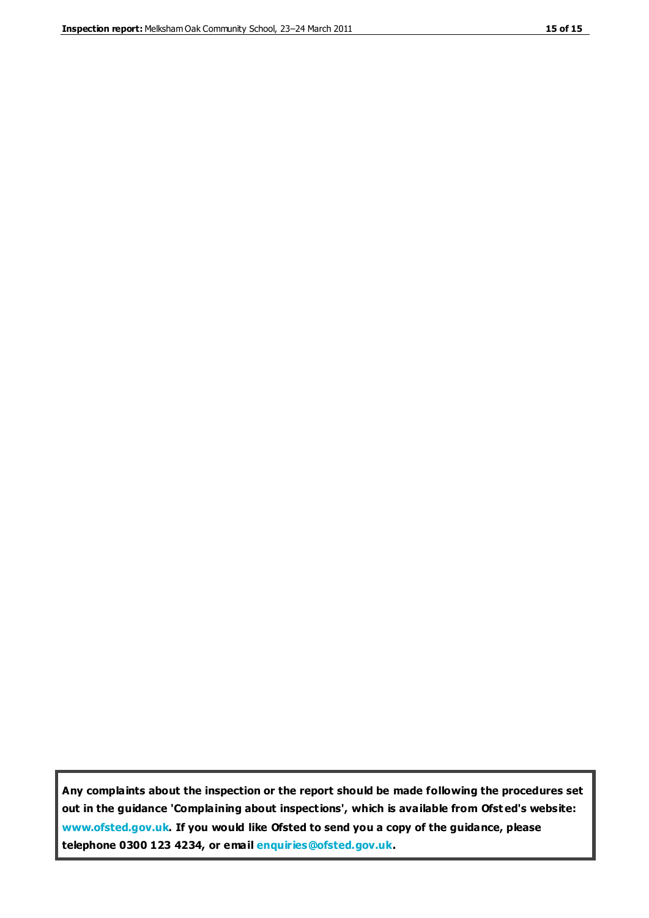**Any complaints about the inspection or the report should be made following the procedures set out in the guidance 'Complaining about inspections', which is available from Ofsted's website: www.ofsted.gov.uk. If you would like Ofsted to send you a copy of the guidance, please telephone 0300 123 4234, or email enquiries@ofsted.gov.uk.**